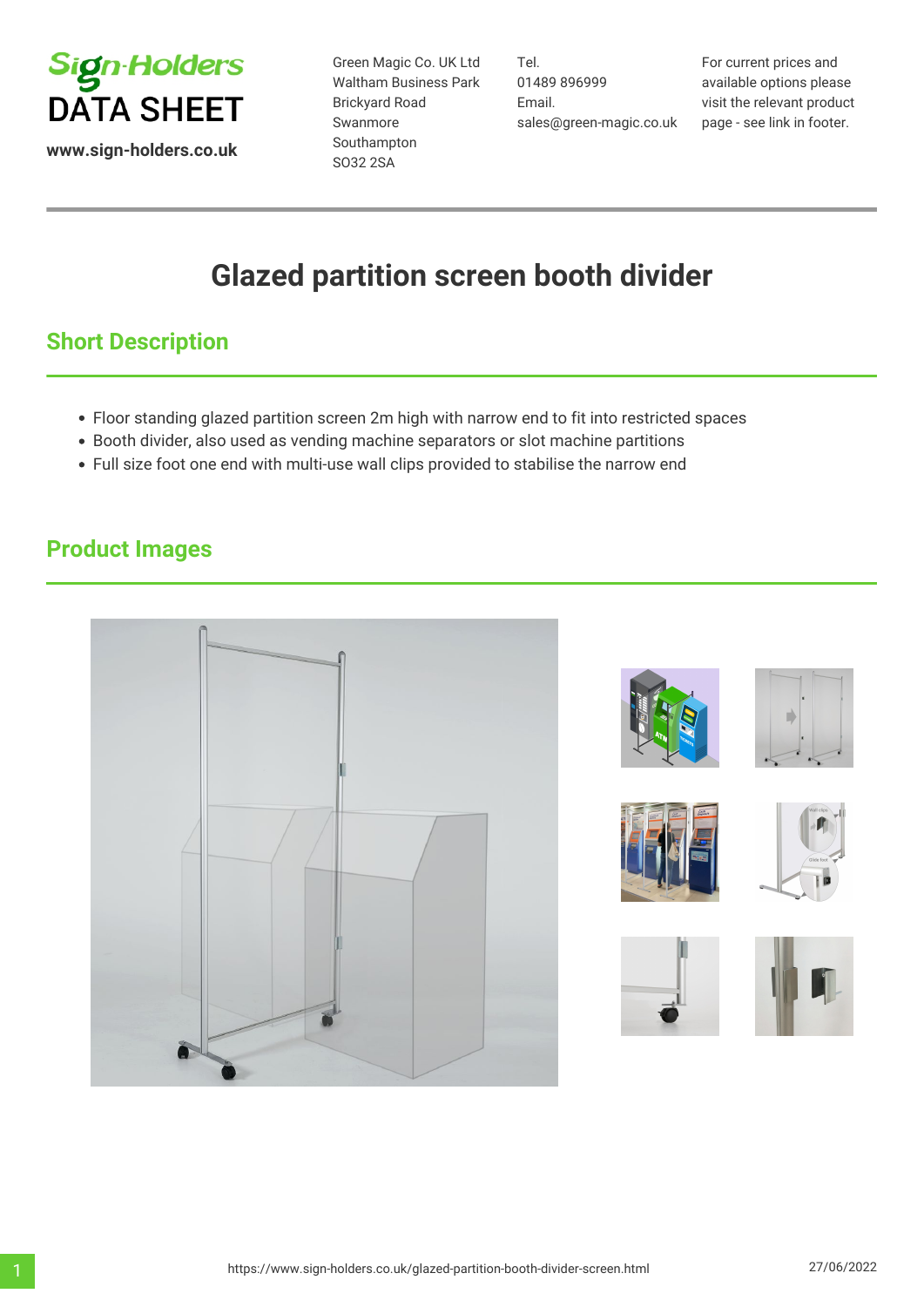Sign-Holders
DATA SHEET

www.sign-holders.co.uk

Green Magic Co. UK Ltd
Waltham Business Park
Brickyard Road
Swanmore
Southampton
SO32 2SA

Tel.
01489 896999
Email.
sales@green-magic.co.uk

For current prices and available options please visit the relevant product page - see link in footer.

# Glazed partition screen booth divider

## Short Description

- Floor standing glazed partition screen 2m high with narrow end to fit into restricted spaces
- Booth divider, also used as vending machine separators or slot machine partitions
- Full size foot one end with multi-use wall clips provided to stabilise the narrow end

## Product Images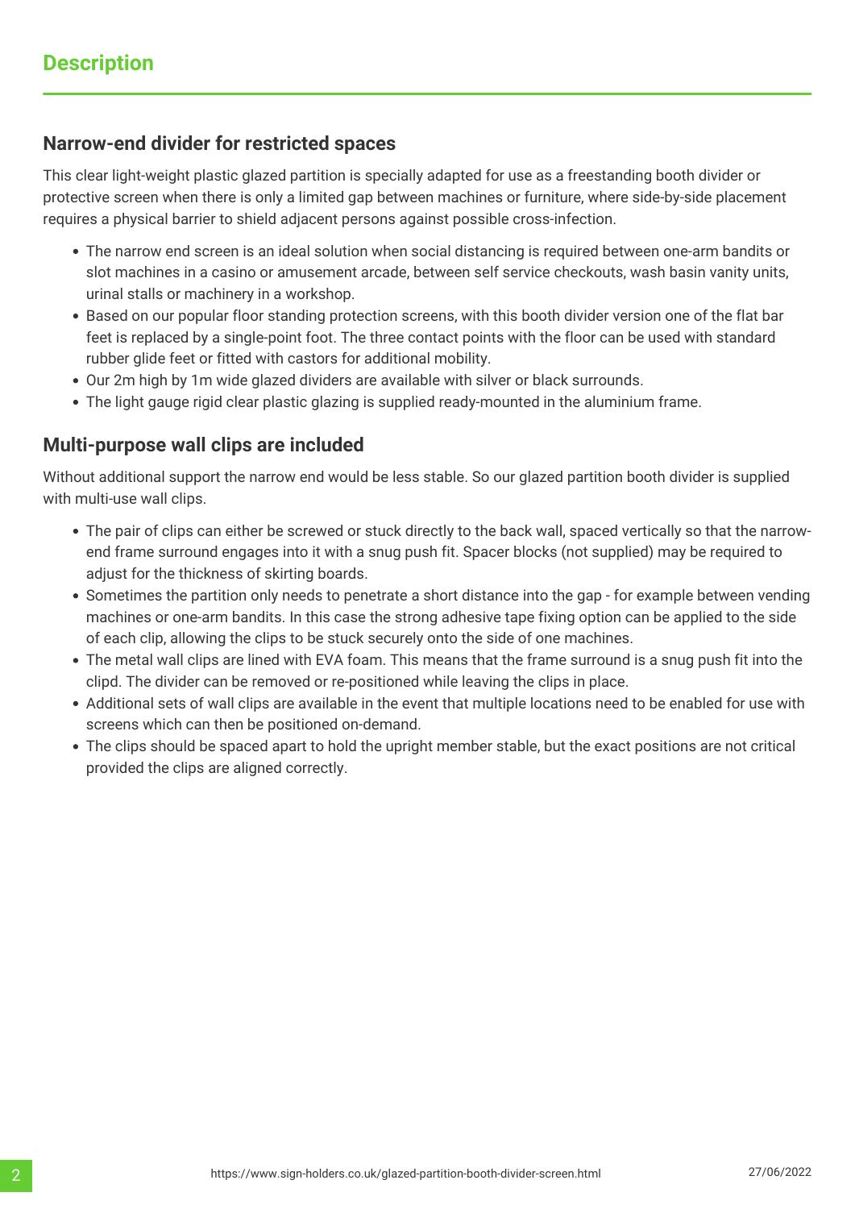## Description

### Narrow-end divider for restricted spaces

This clear light-weight plastic glazed partition is specially adapted for use as a freestanding booth divider or protective screen when there is only a limited gap between machines or furniture, where side-by-side placement requires a physical barrier to shield adjacent persons against possible cross-infection.

- The narrow end screen is an ideal solution when social distancing is required between one-arm bandits or slot machines in a casino or amusement arcade, between self service checkouts, wash basin vanity units, urinal stalls or machinery in a workshop.
- Based on our popular floor standing protection screens, with this booth divider version one of the flat bar feet is replaced by a single-point foot. The three contact points with the floor can be used with standard rubber glide feet or fitted with castors for additional mobility.
- Our 2m high by 1m wide glazed dividers are available with silver or black surrounds.
- The light gauge rigid clear plastic glazing is supplied ready-mounted in the aluminium frame.

### Multi-purpose wall clips are included

Without additional support the narrow end would be less stable. So our glazed partition booth divider is supplied with multi-use wall clips.

- The pair of clips can either be screwed or stuck directly to the back wall, spaced vertically so that the narrow-end frame surround engages into it with a snug push fit. Spacer blocks (not supplied) may be required to adjust for the thickness of skirting boards.
- Sometimes the partition only needs to penetrate a short distance into the gap - for example between vending machines or one-arm bandits. In this case the strong adhesive tape fixing option can be applied to the side of each clip, allowing the clips to be stuck securely onto the side of one machines.
- The metal wall clips are lined with EVA foam. This means that the frame surround is a snug push fit into the clipd. The divider can be removed or re-positioned while leaving the clips in place.
- Additional sets of wall clips are available in the event that multiple locations need to be enabled for use with screens which can then be positioned on-demand.
- The clips should be spaced apart to hold the upright member stable, but the exact positions are not critical provided the clips are aligned correctly.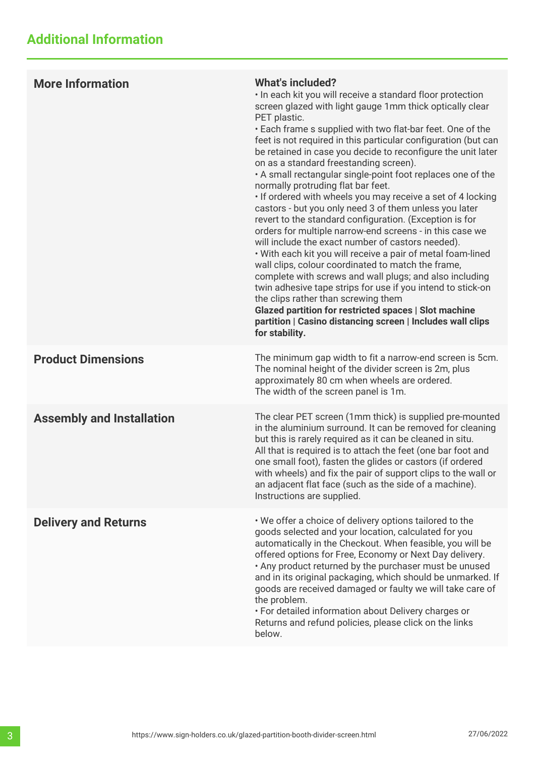## Additional Information

| | |
|---|---|
| **More Information** | **What's included?**<br>• In each kit you will receive a standard floor protection screen glazed with light gauge 1mm thick optically clear PET plastic.<br>• Each frame s supplied with two flat-bar feet. One of the feet is not required in this particular configuration (but can be retained in case you decide to reconfigure the unit later on as a standard freestanding screen).<br>• A small rectangular single-point foot replaces one of the normally protruding flat bar feet.<br>• If ordered with wheels you may receive a set of 4 locking castors - but you only need 3 of them unless you later revert to the standard configuration. (Exception is for orders for multiple narrow-end screens - in this case we will include the exact number of castors needed).<br>• With each kit you will receive a pair of metal foam-lined wall clips, colour coordinated to match the frame, complete with screws and wall plugs; and also including twin adhesive tape strips for use if you intend to stick-on the clips rather than screwing them<br>**Glazed partition for restricted spaces \| Slot machine partition \| Casino distancing screen \| Includes wall clips for stability.** |
| **Product Dimensions** | The minimum gap width to fit a narrow-end screen is 5cm.<br>The nominal height of the divider screen is 2m, plus approximately 80 cm when wheels are ordered.<br>The width of the screen panel is 1m. |
| **Assembly and Installation** | The clear PET screen (1mm thick) is supplied pre-mounted in the aluminium surround. It can be removed for cleaning but this is rarely required as it can be cleaned in situ.<br>All that is required is to attach the feet (one bar foot and one small foot), fasten the glides or castors (if ordered with wheels) and fix the pair of support clips to the wall or an adjacent flat face (such as the side of a machine).<br>Instructions are supplied. |
| **Delivery and Returns** | • We offer a choice of delivery options tailored to the goods selected and your location, calculated for you automatically in the Checkout. When feasible, you will be offered options for Free, Economy or Next Day delivery.<br>• Any product returned by the purchaser must be unused and in its original packaging, which should be unmarked. If goods are received damaged or faulty we will take care of the problem.<br>• For detailed information about Delivery charges or Returns and refund policies, please click on the links below. |